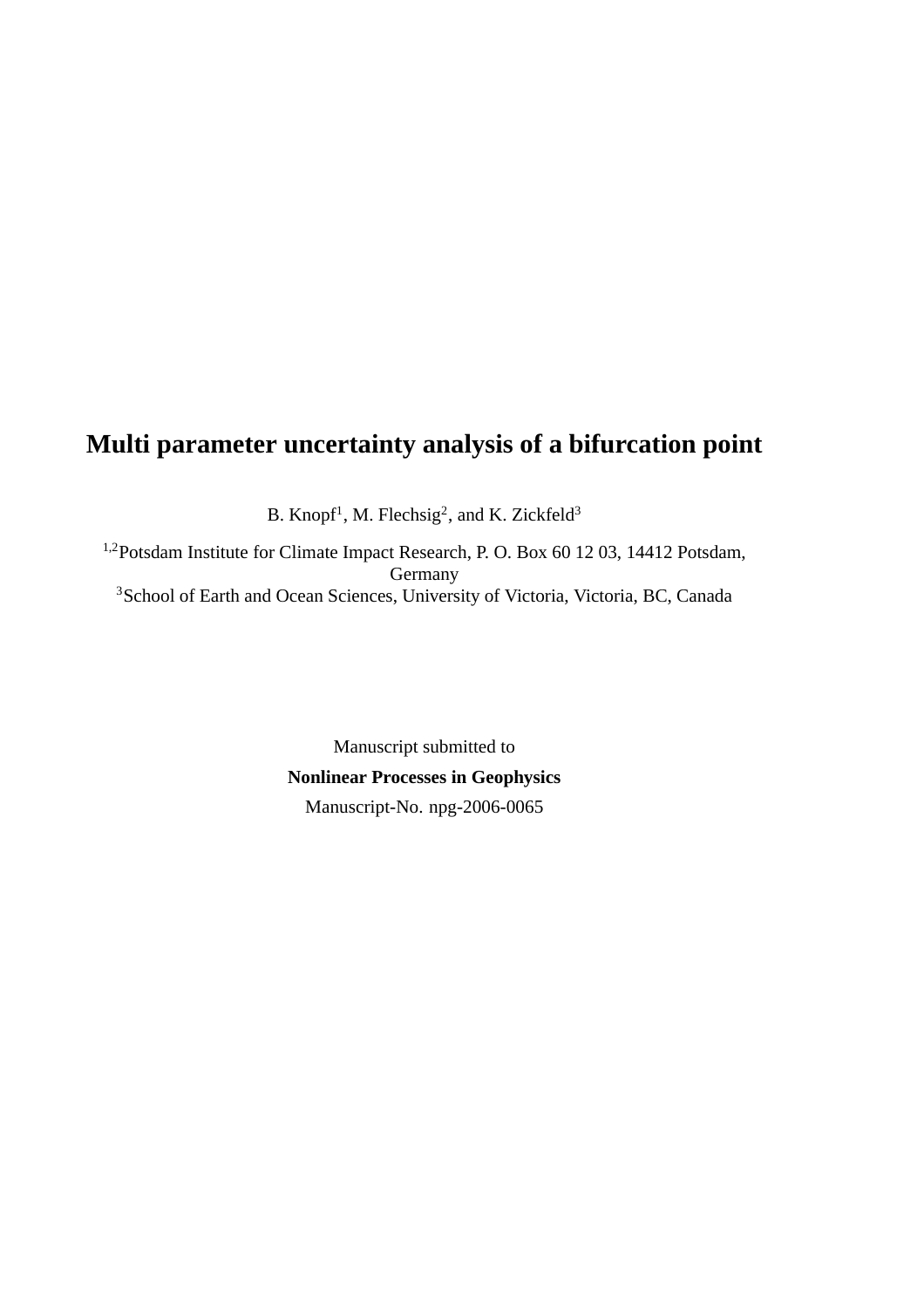# Multi parameter uncertainty analysis of a bifurcation point

B. Knopf[1], M. Flechsig[2], and K. Zickfeld[3]

[1,2]Potsdam Institute for Climate Impact Research, P. O. Box 60 12 03, 14412 Potsdam, Germany

[3]School of Earth and Ocean Sciences, University of Victoria, Victoria, BC, Canada

Manuscript submitted to

**Nonlinear Processes in Geophysics**

Manuscript-No. npg-2006-0065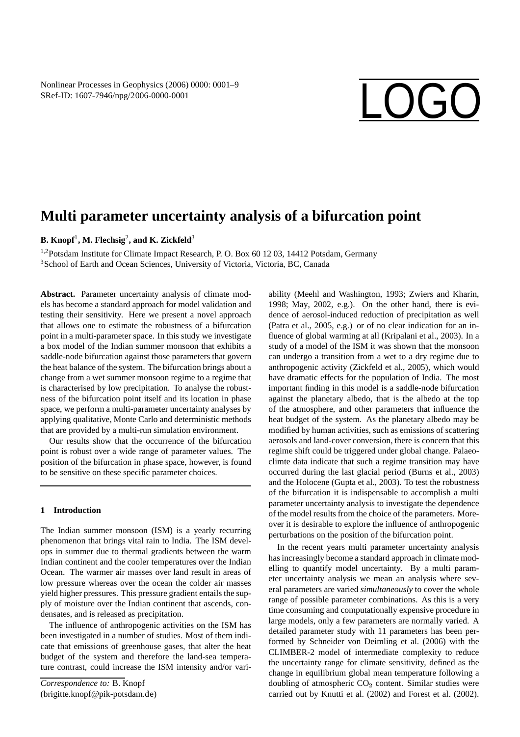# Multi parameter uncertainty analysis of a bifurcation point

**B. Knopf**[1]**, M. Flechsig**[2]**, and K. Zickfeld**[3]

[1,2]Potsdam Institute for Climate Impact Research, P. O. Box 60 12 03, 14412 Potsdam, Germany
[3]School of Earth and Ocean Sciences, University of Victoria, Victoria, BC, Canada

**Abstract.** Parameter uncertainty analysis of climate models has become a standard approach for model validation and testing their sensitivity. Here we present a novel approach that allows one to estimate the robustness of a bifurcation point in a multi-parameter space. In this study we investigate a box model of the Indian summer monsoon that exhibits a saddle-node bifurcation against those parameters that govern the heat balance of the system. The bifurcation brings about a change from a wet summer monsoon regime to a regime that is characterised by low precipitation. To analyse the robustness of the bifurcation point itself and its location in phase space, we perform a multi-parameter uncertainty analyses by applying qualitative, Monte Carlo and deterministic methods that are provided by a multi-run simulation environment.

Our results show that the occurrence of the bifurcation point is robust over a wide range of parameter values. The position of the bifurcation in phase space, however, is found to be sensitive on these specific parameter choices.

## 1 Introduction

The Indian summer monsoon (ISM) is a yearly recurring phenomenon that brings vital rain to India. The ISM develops in summer due to thermal gradients between the warm Indian continent and the cooler temperatures over the Indian Ocean. The warmer air masses over land result in areas of low pressure whereas over the ocean the colder air masses yield higher pressures. This pressure gradient entails the supply of moisture over the Indian continent that ascends, condensates, and is released as precipitation.

The influence of anthropogenic activities on the ISM has been investigated in a number of studies. Most of them indicate that emissions of greenhouse gases, that alter the heat budget of the system and therefore the land-sea temperature contrast, could increase the ISM intensity and/or variability (Meehl and Washington, 1993; Zwiers and Kharin, 1998; May, 2002, e.g.). On the other hand, there is evidence of aerosol-induced reduction of precipitation as well (Patra et al., 2005, e.g.) or of no clear indication for an influence of global warming at all (Kripalani et al., 2003). In a study of a model of the ISM it was shown that the monsoon can undergo a transition from a wet to a dry regime due to anthropogenic activity (Zickfeld et al., 2005), which would have dramatic effects for the population of India. The most important finding in this model is a saddle-node bifurcation against the planetary albedo, that is the albedo at the top of the atmosphere, and other parameters that influence the heat budget of the system. As the planetary albedo may be modified by human activities, such as emissions of scattering aerosols and land-cover conversion, there is concern that this regime shift could be triggered under global change. Palaeoclimte data indicate that such a regime transition may have occurred during the last glacial period (Burns et al., 2003) and the Holocene (Gupta et al., 2003). To test the robustness of the bifurcation it is indispensable to accomplish a multi parameter uncertainty analysis to investigate the dependence of the model results from the choice of the parameters. Moreover it is desirable to explore the influence of anthropogenic perturbations on the position of the bifurcation point.

In the recent years multi parameter uncertainty analysis has increasingly become a standard approach in climate modelling to quantify model uncertainty. By a multi parameter uncertainty analysis we mean an analysis where several parameters are varied *simultaneously* to cover the whole range of possible parameter combinations. As this is a very time consuming and computationally expensive procedure in large models, only a few parameters are normally varied. A detailed parameter study with 11 parameters has been performed by Schneider von Deimling et al. (2006) with the CLIMBER-2 model of intermediate complexity to reduce the uncertainty range for climate sensitivity, defined as the change in equilibrium global mean temperature following a doubling of atmospheric $CO_2$ content. Similar studies were carried out by Knutti et al. (2002) and Forest et al. (2002).

*Correspondence to:* B. Knopf
(brigitte.knopf@pik-potsdam.de)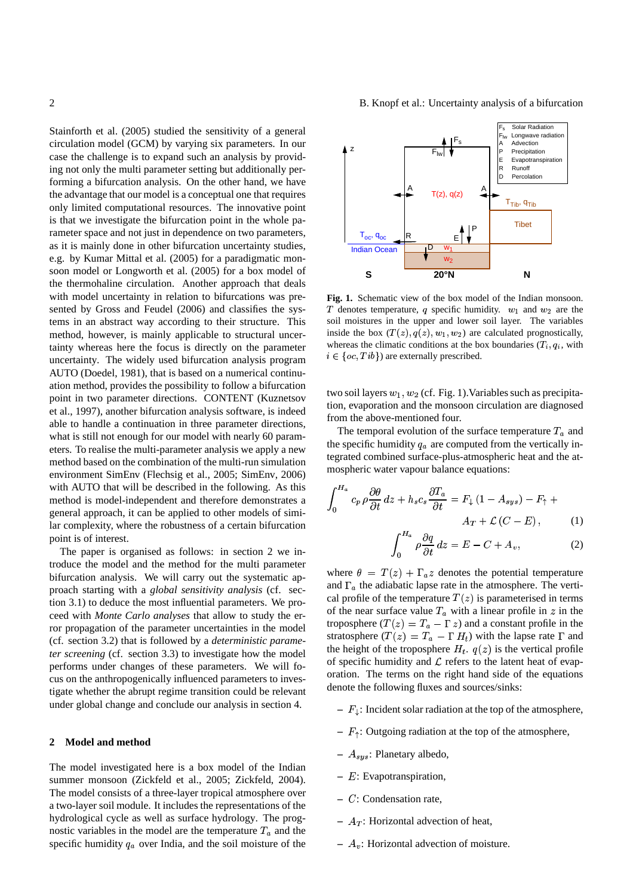Stainforth et al. (2005) studied the sensitivity of a general circulation model (GCM) by varying six parameters. In our case the challenge is to expand such an analysis by providing not only the multi parameter setting but additionally performing a bifurcation analysis. On the other hand, we have the advantage that our model is a conceptual one that requires only limited computational resources. The innovative point is that we investigate the bifurcation point in the whole parameter space and not just in dependence on two parameters, as it is mainly done in other bifurcation uncertainty studies, e.g. by Kumar Mittal et al. (2005) for a paradigmatic monsoon model or Longworth et al. (2005) for a box model of the thermohaline circulation. Another approach that deals with model uncertainty in relation to bifurcations was presented by Gross and Feudel (2006) and classifies the systems in an abstract way according to their structure. This method, however, is mainly applicable to structural uncertainty whereas here the focus is directly on the parameter uncertainty. The widely used bifurcation analysis program AUTO (Doedel, 1981), that is based on a numerical continuation method, provides the possibility to follow a bifurcation point in two parameter directions. CONTENT (Kuznetsov et al., 1997), another bifurcation analysis software, is indeed able to handle a continuation in three parameter directions, what is still not enough for our model with nearly 60 parameters. To realise the multi-parameter analysis we apply a new method based on the combination of the multi-run simulation environment SimEnv (Flechsig et al., 2005; SimEnv, 2006) with AUTO that will be described in the following. As this method is model-independent and therefore demonstrates a general approach, it can be applied to other models of similar complexity, where the robustness of a certain bifurcation point is of interest.

The paper is organised as follows: in section 2 we introduce the model and the method for the multi parameter bifurcation analysis. We will carry out the systematic approach starting with a *global sensitivity analysis* (cf. section 3.1) to deduce the most influential parameters. We proceed with *Monte Carlo analyses* that allow to study the error propagation of the parameter uncertainties in the model (cf. section 3.2) that is followed by a *deterministic parameter screening* (cf. section 3.3) to investigate how the model performs under changes of these parameters. We will focus on the anthropogenically influenced parameters to investigate whether the abrupt regime transition could be relevant under global change and conclude our analysis in section 4.

## 2 Model and method

The model investigated here is a box model of the Indian summer monsoon (Zickfeld et al., 2005; Zickfeld, 2004). The model consists of a three-layer tropical atmosphere over a two-layer soil module. It includes the representations of the hydrological cycle as well as surface hydrology. The prognostic variables in the model are the temperature $T_a$ and the specific humidity $q_a$ over India, and the soil moisture of the two soil layers $w_1, w_2$ (cf. Fig. 1).Variables such as precipitation, evaporation and the monsoon circulation are diagnosed from the above-mentioned four.

**Fig. 1.** Schematic view of the box model of the Indian monsoon. $T$ denotes temperature, $q$ specific humidity. $w_1$ and $w_2$ are the soil moistures in the upper and lower soil layer. The variables inside the box $(T(z), q(z), w_1, w_2)$ are calculated prognostically, whereas the climatic conditions at the box boundaries $(T_i, q_i$, with $i \in \{oc, Tib\})$ are externally prescribed.

The temporal evolution of the surface temperature $T_a$ and the specific humidity $q_a$ are computed from the vertically integrated combined surface-plus-atmospheric heat and the atmospheric water vapour balance equations:

$$\int_0^{H_a} c_p \,\rho \frac{\partial \theta}{\partial t}\, dz + h_s c_s \frac{\partial T_a}{\partial t} = F_\downarrow (1 - A_{sys}) - F_\uparrow + A_T + \mathcal{L}\,(C - E)\,, \qquad (1)$$

$$\int_0^{H_a} \rho \frac{\partial q}{\partial t}\, dz = E - C + A_v, \qquad (2)$$

where $\theta = T(z) + \Gamma_a z$ denotes the potential temperature and $\Gamma_a$ the adiabatic lapse rate in the atmosphere. The vertical profile of the temperature $T(z)$ is parameterised in terms of the near surface value $T_a$ with a linear profile in $z$ in the troposphere ($T(z) = T_a - \Gamma\, z$) and a constant profile in the stratosphere ($T(z) = T_a - \Gamma\, H_t$) with the lapse rate $\Gamma$ and the height of the troposphere $H_t$. $q(z)$ is the vertical profile of specific humidity and $\mathcal{L}$ refers to the latent heat of evaporation. The terms on the right hand side of the equations denote the following fluxes and sources/sinks:

- $F_\downarrow$: Incident solar radiation at the top of the atmosphere,
- $F_\uparrow$: Outgoing radiation at the top of the atmosphere,
- $A_{sys}$: Planetary albedo,
- $E$: Evapotranspiration,
- $C$: Condensation rate,
- $A_T$: Horizontal advection of heat,
- $A_v$: Horizontal advection of moisture.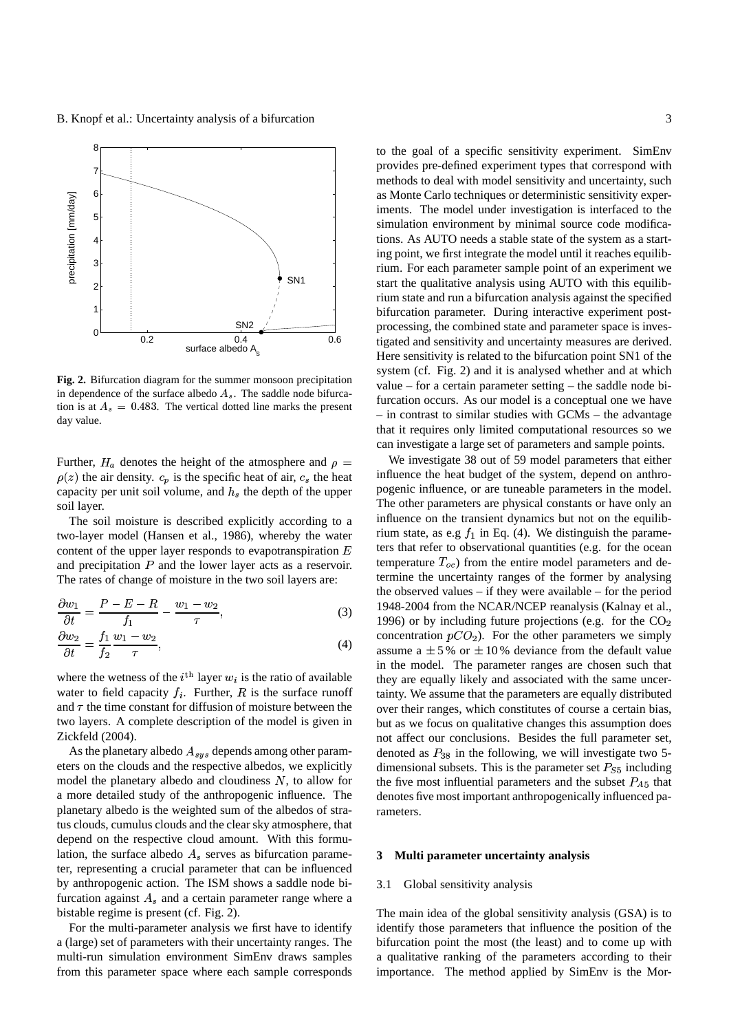**Fig. 2.** Bifurcation diagram for the summer monsoon precipitation in dependence of the surface albedo $A_s$. The saddle node bifurcation is at $A_s = 0.483$. The vertical dotted line marks the present day value.

Further, $H_a$ denotes the height of the atmosphere and $\rho = \rho(z)$ the air density. $c_p$ is the specific heat of air, $c_s$ the heat capacity per unit soil volume, and $h_s$ the depth of the upper soil layer.

The soil moisture is described explicitly according to a two-layer model (Hansen et al., 1986), whereby the water content of the upper layer responds to evapotranspiration $E$ and precipitation $P$ and the lower layer acts as a reservoir. The rates of change of moisture in the two soil layers are:

$$\frac{\partial w_1}{\partial t} = \frac{P - E - R}{f_1} - \frac{w_1 - w_2}{\tau}, \tag{3}$$

$$\frac{\partial w_2}{\partial t} = \frac{f_1}{f_2}\frac{w_1 - w_2}{\tau}, \tag{4}$$

where the wetness of the $i^{\text{th}}$ layer $w_i$ is the ratio of available water to field capacity $f_i$. Further, $R$ is the surface runoff and $\tau$ the time constant for diffusion of moisture between the two layers. A complete description of the model is given in Zickfeld (2004).

As the planetary albedo $A_{sys}$ depends among other parameters on the clouds and the respective albedos, we explicitly model the planetary albedo and cloudiness $N$, to allow for a more detailed study of the anthropogenic influence. The planetary albedo is the weighted sum of the albedos of stratus clouds, cumulus clouds and the clear sky atmosphere, that depend on the respective cloud amount. With this formulation, the surface albedo $A_s$ serves as bifurcation parameter, representing a crucial parameter that can be influenced by anthropogenic action. The ISM shows a saddle node bifurcation against $A_s$ and a certain parameter range where a bistable regime is present (cf. Fig. 2).

For the multi-parameter analysis we first have to identify a (large) set of parameters with their uncertainty ranges. The multi-run simulation environment SimEnv draws samples from this parameter space where each sample corresponds to the goal of a specific sensitivity experiment. SimEnv provides pre-defined experiment types that correspond with methods to deal with model sensitivity and uncertainty, such as Monte Carlo techniques or deterministic sensitivity experiments. The model under investigation is interfaced to the simulation environment by minimal source code modifications. As AUTO needs a stable state of the system as a starting point, we first integrate the model until it reaches equilibrium. For each parameter sample point of an experiment we start the qualitative analysis using AUTO with this equilibrium state and run a bifurcation analysis against the specified bifurcation parameter. During interactive experiment post-processing, the combined state and parameter space is investigated and sensitivity and uncertainty measures are derived. Here sensitivity is related to the bifurcation point SN1 of the system (cf. Fig. 2) and it is analysed whether and at which value – for a certain parameter setting – the saddle node bifurcation occurs. As our model is a conceptual one we have – in contrast to similar studies with GCMs – the advantage that it requires only limited computational resources so we can investigate a large set of parameters and sample points.

We investigate 38 out of 59 model parameters that either influence the heat budget of the system, depend on anthropogenic influence, or are tuneable parameters in the model. The other parameters are physical constants or have only an influence on the transient dynamics but not on the equilibrium state, as e.g $f_1$ in Eq. (4). We distinguish the parameters that refer to observational quantities (e.g. for the ocean temperature $T_{oc}$) from the entire model parameters and determine the uncertainty ranges of the former by analysing the observed values – if they were available – for the period 1948-2004 from the NCAR/NCEP reanalysis (Kalnay et al., 1996) or by including future projections (e.g. for the $CO_2$ concentration $pCO_2$). For the other parameters we simply assume a $\pm 5\,\%$ or $\pm 10\,\%$ deviance from the default value in the model. The parameter ranges are chosen such that they are equally likely and associated with the same uncertainty. We assume that the parameters are equally distributed over their ranges, which constitutes of course a certain bias, but as we focus on qualitative changes this assumption does not affect our conclusions. Besides the full parameter set, denoted as $P_{38}$ in the following, we will investigate two 5-dimensional subsets. This is the parameter set $P_{S5}$ including the five most influential parameters and the subset $P_{A5}$ that denotes five most important anthropogenically influenced parameters.

## 3 Multi parameter uncertainty analysis

### 3.1 Global sensitivity analysis

The main idea of the global sensitivity analysis (GSA) is to identify those parameters that influence the position of the bifurcation point the most (the least) and to come up with a qualitative ranking of the parameters according to their importance. The method applied by SimEnv is the Mor-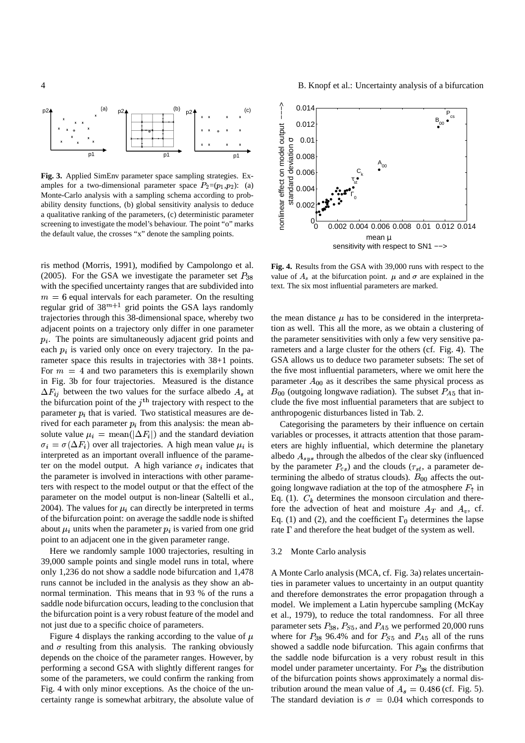**Fig. 3.** Applied SimEnv parameter space sampling strategies. Examples for a two-dimensional parameter space $P_2$=($p_1$,$p_2$): (a) Monte-Carlo analysis with a sampling schema according to probability density functions, (b) global sensitivity analysis to deduce a qualitative ranking of the parameters, (c) deterministic parameter screening to investigate the model's behaviour. The point "o" marks the default value, the crosses "x" denote the sampling points.

ris method (Morris, 1991), modified by Campolongo et al. (2005). For the GSA we investigate the parameter set $P_{38}$ with the specified uncertainty ranges that are subdivided into $m = 6$ equal intervals for each parameter. On the resulting regular grid of $38^{m+1}$ grid points the GSA lays randomly trajectories through this 38-dimensional space, whereby two adjacent points on a trajectory only differ in one parameter $p_i$. The points are simultaneously adjacent grid points and each $p_i$ is varied only once on every trajectory. In the parameter space this results in trajectories with 38+1 points. For $m = 4$ and two parameters this is exemplarily shown in Fig. 3b for four trajectories. Measured is the distance $\Delta F_{ij}$ between the two values for the surface albedo $A_s$ at the bifurcation point of the $j^{\text{th}}$ trajectory with respect to the parameter $p_i$ that is varied. Two statistical measures are derived for each parameter $p_i$ from this analysis: the mean absolute value $\mu_i = \text{mean}(|\Delta F_i|)$ and the standard deviation $\sigma_i = \sigma(\Delta F_i)$ over all trajectories. A high mean value $\mu_i$ is interpreted as an important overall influence of the parameter on the model output. A high variance $\sigma_i$ indicates that the parameter is involved in interactions with other parameters with respect to the model output or that the effect of the parameter on the model output is non-linear (Saltelli et al., 2004). The values for $\mu_i$ can directly be interpreted in terms of the bifurcation point: on average the saddle node is shifted about $\mu_i$ units when the parameter $p_i$ is varied from one grid point to an adjacent one in the given parameter range.

Here we randomly sample 1000 trajectories, resulting in 39,000 sample points and single model runs in total, where only 1,236 do not show a saddle node bifurcation and 1,478 runs cannot be included in the analysis as they show an abnormal termination. This means that in 93 % of the runs a saddle node bifurcation occurs, leading to the conclusion that the bifurcation point is a very robust feature of the model and not just due to a specific choice of parameters.

Figure 4 displays the ranking according to the value of $\mu$ and $\sigma$ resulting from this analysis. The ranking obviously depends on the choice of the parameter ranges. However, by performing a second GSA with slightly different ranges for some of the parameters, we could confirm the ranking from Fig. 4 with only minor exceptions. As the choice of the uncertainty range is somewhat arbitrary, the absolute value of the mean distance $\mu$ has to be considered in the interpretation as well. This all the more, as we obtain a clustering of the parameter sensitivities with only a few very sensitive parameters and a large cluster for the others (cf. Fig. 4). The GSA allows us to deduce two parameter subsets: The set of the five most influential parameters, where we omit here the parameter $A_{00}$ as it describes the same physical process as $B_{00}$ (outgoing longwave radiation). The subset $P_{A5}$ that include the five most influential parameters that are subject to anthropogenic disturbances listed in Tab. 2.

**Fig. 4.** Results from the GSA with 39,000 runs with respect to the value of $A_s$ at the bifurcation point. $\mu$ and $\sigma$ are explained in the text. The six most influential parameters are marked.

Categorising the parameters by their influence on certain variables or processes, it attracts attention that those parameters are highly influential, which determine the planetary albedo $A_{sys}$ through the albedos of the clear sky (influenced by the parameter $P_{cs}$) and the clouds ($\tau_{st}$, a parameter determining the albedo of stratus clouds). $B_{00}$ affects the outgoing longwave radiation at the top of the atmosphere $F_{\uparrow}$ in Eq. (1). $C_k$ determines the monsoon circulation and therefore the advection of heat and moisture $A_T$ and $A_v$, cf. Eq. (1) and (2), and the coefficient $\Gamma_0$ determines the lapse rate $\Gamma$ and therefore the heat budget of the system as well.

### 3.2 Monte Carlo analysis

A Monte Carlo analysis (MCA, cf. Fig. 3a) relates uncertainties in parameter values to uncertainty in an output quantity and therefore demonstrates the error propagation through a model. We implement a Latin hypercube sampling (McKay et al., 1979), to reduce the total randomness. For all three parameter sets $P_{38}$, $P_{S5}$, and $P_{A5}$ we performed 20,000 runs where for $P_{38}$ 96.4% and for $P_{S5}$ and $P_{A5}$ all of the runs showed a saddle node bifurcation. This again confirms that the saddle node bifurcation is a very robust result in this model under parameter uncertainty. For $P_{38}$ the distribution of the bifurcation points shows approximately a normal distribution around the mean value of $A_s = 0.486$ (cf. Fig. 5). The standard deviation is $\sigma = 0.04$ which corresponds to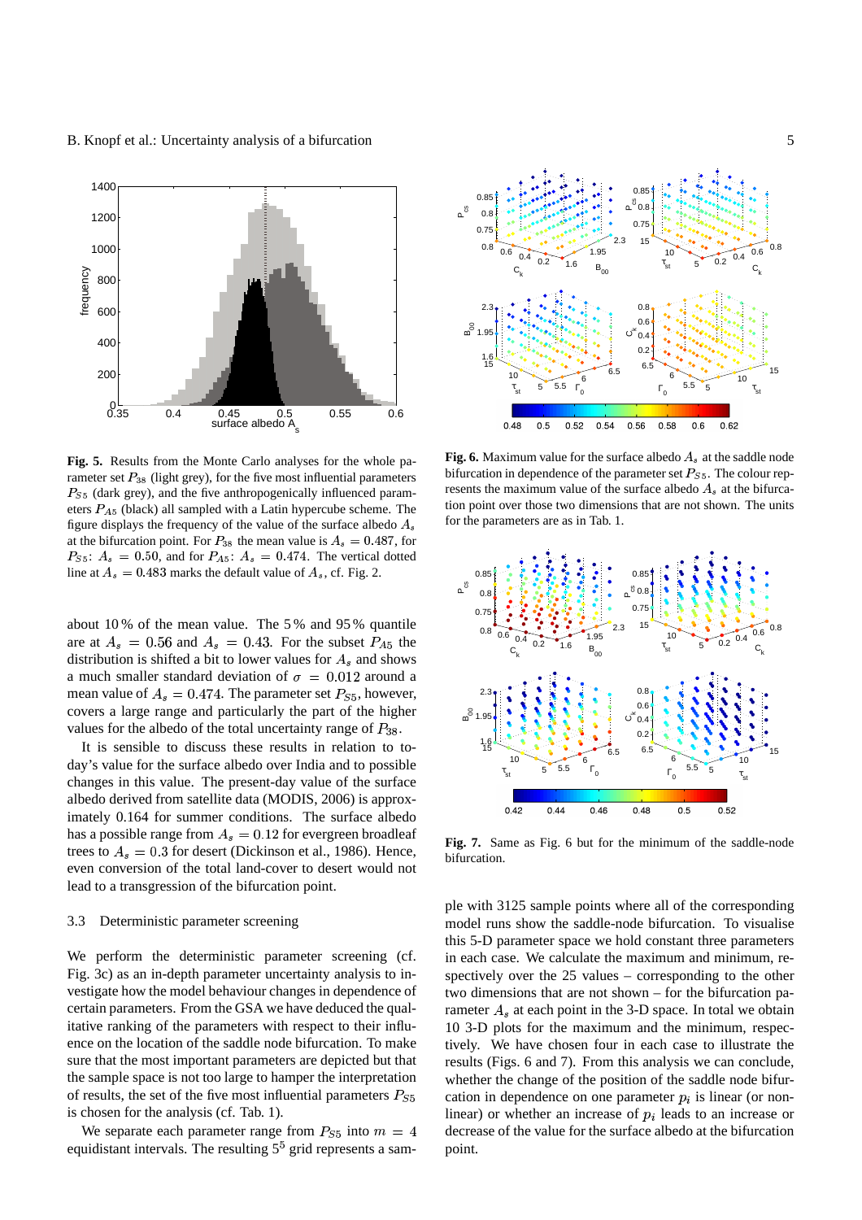**Fig. 5.** Results from the Monte Carlo analyses for the whole parameter set $P_{38}$ (light grey), for the five most influential parameters $P_{S5}$ (dark grey), and the five anthropogenically influenced parameters $P_{A5}$ (black) all sampled with a Latin hypercube scheme. The figure displays the frequency of the value of the surface albedo $A_s$ at the bifurcation point. For $P_{38}$ the mean value is $A_s = 0.487$, for $P_{S5}$: $A_s = 0.50$, and for $P_{A5}$: $A_s = 0.474$. The vertical dotted line at $A_s = 0.483$ marks the default value of $A_s$, cf. Fig. 2.

about 10 % of the mean value. The 5 % and 95 % quantile are at $A_s = 0.56$ and $A_s = 0.43$. For the subset $P_{A5}$ the distribution is shifted a bit to lower values for $A_s$ and shows a much smaller standard deviation of $\sigma = 0.012$ around a mean value of $A_s = 0.474$. The parameter set $P_{S5}$, however, covers a large range and particularly the part of the higher values for the albedo of the total uncertainty range of $P_{38}$.

It is sensible to discuss these results in relation to today's value for the surface albedo over India and to possible changes in this value. The present-day value of the surface albedo derived from satellite data (MODIS, 2006) is approximately 0.164 for summer conditions. The surface albedo has a possible range from $A_s = 0.12$ for evergreen broadleaf trees to $A_s = 0.3$ for desert (Dickinson et al., 1986). Hence, even conversion of the total land-cover to desert would not lead to a transgression of the bifurcation point.

### 3.3 Deterministic parameter screening

We perform the deterministic parameter screening (cf. Fig. 3c) as an in-depth parameter uncertainty analysis to investigate how the model behaviour changes in dependence of certain parameters. From the GSA we have deduced the qualitative ranking of the parameters with respect to their influence on the location of the saddle node bifurcation. To make sure that the most important parameters are depicted but that the sample space is not too large to hamper the interpretation of results, the set of the five most influential parameters $P_{S5}$ is chosen for the analysis (cf. Tab. 1).

We separate each parameter range from $P_{S5}$ into $m = 4$ equidistant intervals. The resulting $5^5$ grid represents a sample with 3125 sample points where all of the corresponding model runs show the saddle-node bifurcation. To visualise this 5-D parameter space we hold constant three parameters in each case. We calculate the maximum and minimum, respectively over the 25 values – corresponding to the other two dimensions that are not shown – for the bifurcation parameter $A_s$ at each point in the 3-D space. In total we obtain 10 3-D plots for the maximum and the minimum, respectively. We have chosen four in each case to illustrate the results (Figs. 6 and 7). From this analysis we can conclude, whether the change of the position of the saddle node bifurcation in dependence on one parameter $p_i$ is linear (or nonlinear) or whether an increase of $p_i$ leads to an increase or decrease of the value for the surface albedo at the bifurcation point.

**Fig. 6.** Maximum value for the surface albedo $A_s$ at the saddle node bifurcation in dependence of the parameter set $P_{S5}$. The colour represents the maximum value of the surface albedo $A_s$ at the bifurcation point over those two dimensions that are not shown. The units for the parameters are as in Tab. 1.

**Fig. 7.** Same as Fig. 6 but for the minimum of the saddle-node bifurcation.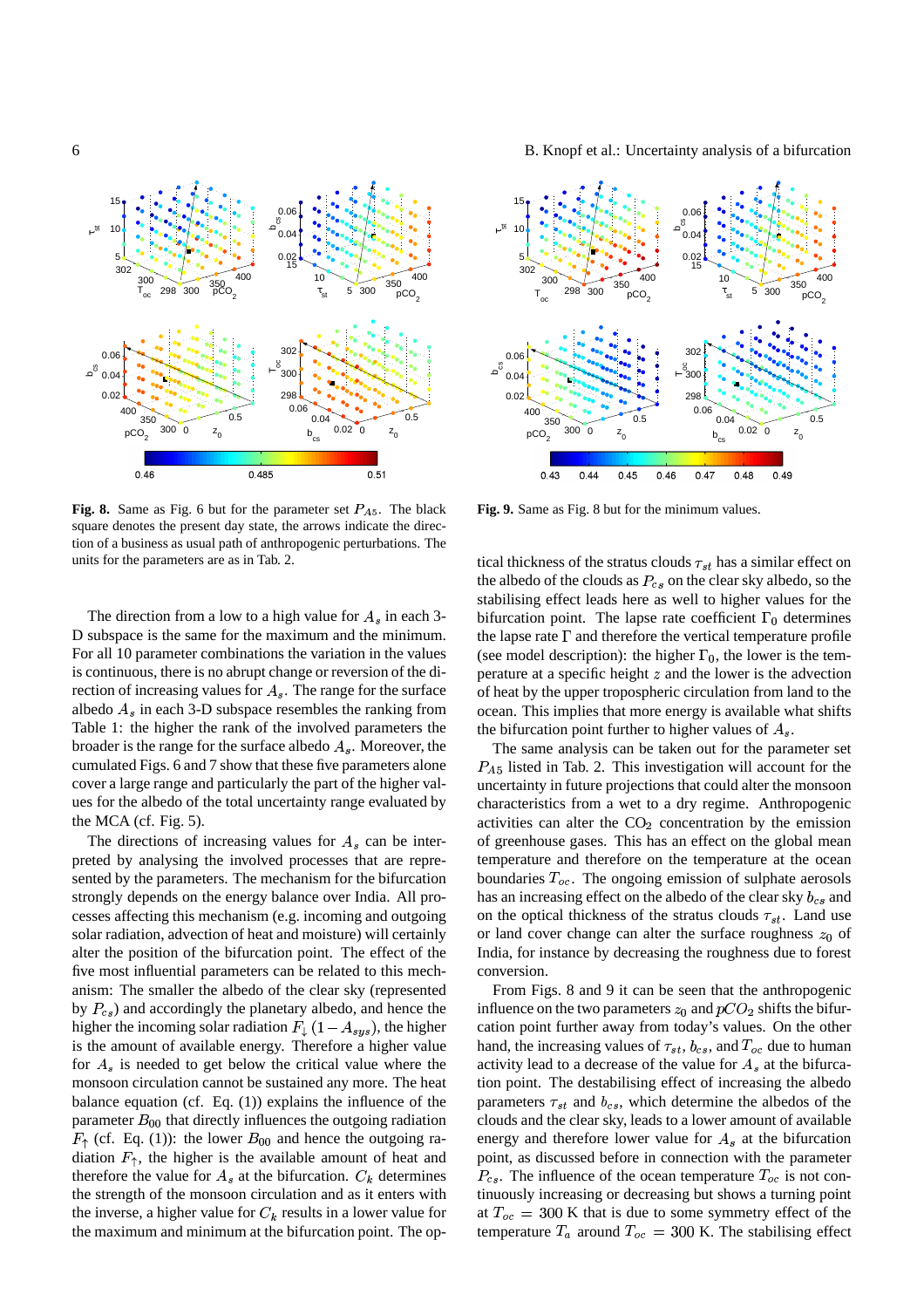**Fig. 8.** Same as Fig. 6 but for the parameter set $P_{A5}$. The black square denotes the present day state, the arrows indicate the direction of a business as usual path of anthropogenic perturbations. The units for the parameters are as in Tab. 2.

**Fig. 9.** Same as Fig. 8 but for the minimum values.

The direction from a low to a high value for $A_s$ in each 3-D subspace is the same for the maximum and the minimum. For all 10 parameter combinations the variation in the values is continuous, there is no abrupt change or reversion of the direction of increasing values for $A_s$. The range for the surface albedo $A_s$ in each 3-D subspace resembles the ranking from Table 1: the higher the rank of the involved parameters the broader is the range for the surface albedo $A_s$. Moreover, the cumulated Figs. 6 and 7 show that these five parameters alone cover a large range and particularly the part of the higher values for the albedo of the total uncertainty range evaluated by the MCA (cf. Fig. 5).

The directions of increasing values for $A_s$ can be interpreted by analysing the involved processes that are represented by the parameters. The mechanism for the bifurcation strongly depends on the energy balance over India. All processes affecting this mechanism (e.g. incoming and outgoing solar radiation, advection of heat and moisture) will certainly alter the position of the bifurcation point. The effect of the five most influential parameters can be related to this mechanism: The smaller the albedo of the clear sky (represented by $P_{cs}$) and accordingly the planetary albedo, and hence the higher the incoming solar radiation $F_{\downarrow}(1 - A_{sys})$, the higher is the amount of available energy. Therefore a higher value for $A_s$ is needed to get below the critical value where the monsoon circulation cannot be sustained any more. The heat balance equation (cf. Eq. (1)) explains the influence of the parameter $B_{00}$ that directly influences the outgoing radiation $F_{\uparrow}$ (cf. Eq. (1)): the lower $B_{00}$ and hence the outgoing radiation $F_{\uparrow}$, the higher is the available amount of heat and therefore the value for $A_s$ at the bifurcation. $C_k$ determines the strength of the monsoon circulation and as it enters with the inverse, a higher value for $C_k$ results in a lower value for the maximum and minimum at the bifurcation point. The optical thickness of the stratus clouds $\tau_{st}$ has a similar effect on the albedo of the clouds as $P_{cs}$ on the clear sky albedo, so the stabilising effect leads here as well to higher values for the bifurcation point. The lapse rate coefficient $\Gamma_0$ determines the lapse rate $\Gamma$ and therefore the vertical temperature profile (see model description): the higher $\Gamma_0$, the lower is the temperature at a specific height $z$ and the lower is the advection of heat by the upper tropospheric circulation from land to the ocean. This implies that more energy is available what shifts the bifurcation point further to higher values of $A_s$.

The same analysis can be taken out for the parameter set $P_{A5}$ listed in Tab. 2. This investigation will account for the uncertainty in future projections that could alter the monsoon characteristics from a wet to a dry regime. Anthropogenic activities can alter the $CO_2$ concentration by the emission of greenhouse gases. This has an effect on the global mean temperature and therefore on the temperature at the ocean boundaries $T_{oc}$. The ongoing emission of sulphate aerosols has an increasing effect on the albedo of the clear sky $b_{cs}$ and on the optical thickness of the stratus clouds $\tau_{st}$. Land use or land cover change can alter the surface roughness $z_0$ of India, for instance by decreasing the roughness due to forest conversion.

From Figs. 8 and 9 it can be seen that the anthropogenic influence on the two parameters $z_0$ and $pCO_2$ shifts the bifurcation point further away from today's values. On the other hand, the increasing values of $\tau_{st}$, $b_{cs}$, and $T_{oc}$ due to human activity lead to a decrease of the value for $A_s$ at the bifurcation point. The destabilising effect of increasing the albedo parameters $\tau_{st}$ and $b_{cs}$, which determine the albedos of the clouds and the clear sky, leads to a lower amount of available energy and therefore lower value for $A_s$ at the bifurcation point, as discussed before in connection with the parameter $P_{cs}$. The influence of the ocean temperature $T_{oc}$ is not continuously increasing or decreasing but shows a turning point at $T_{oc} = 300$ K that is due to some symmetry effect of the temperature $T_a$ around $T_{oc} = 300$ K. The stabilising effect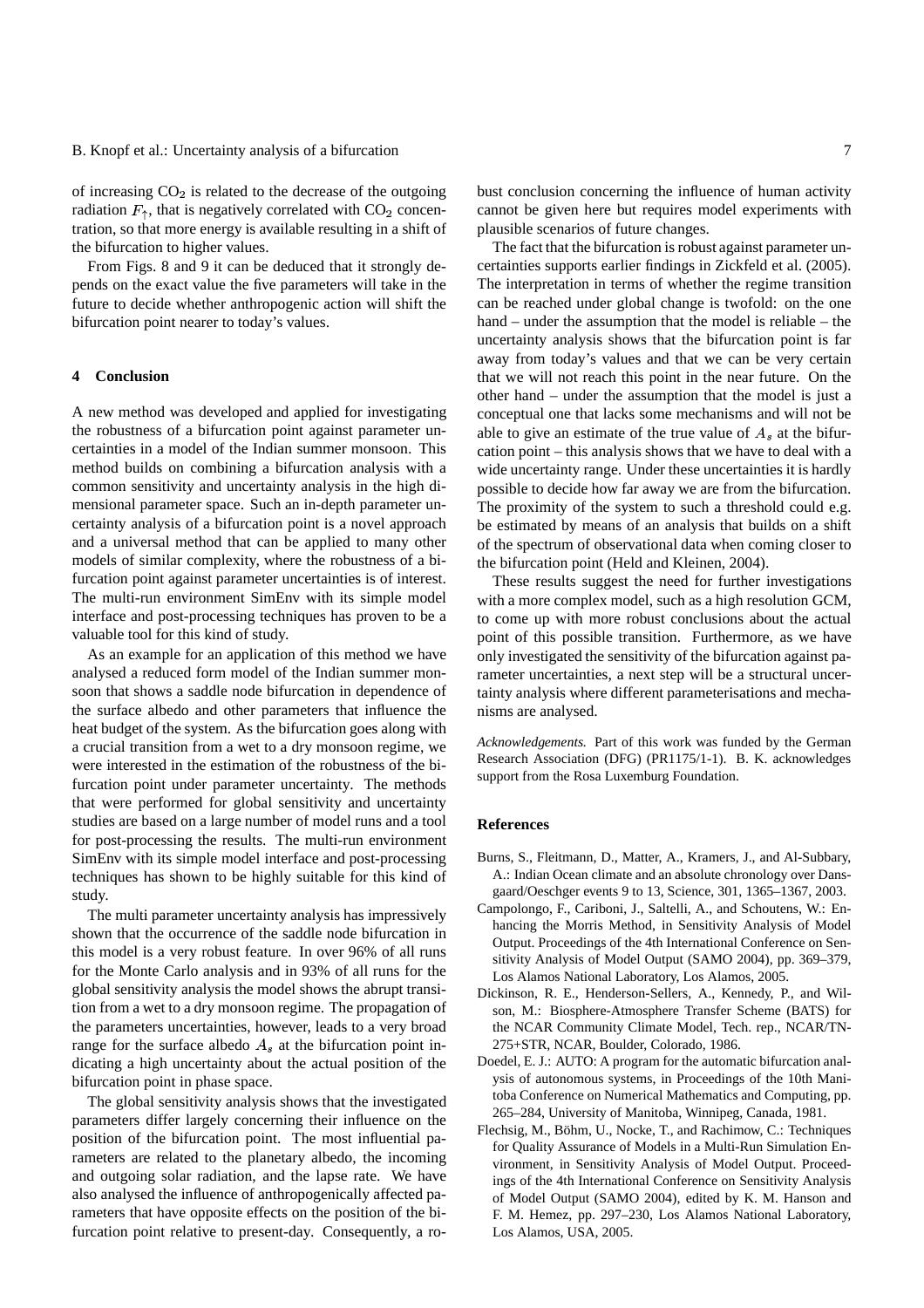of increasing $CO_2$ is related to the decrease of the outgoing radiation $F_{\uparrow}$, that is negatively correlated with $CO_2$ concentration, so that more energy is available resulting in a shift of the bifurcation to higher values.

From Figs. 8 and 9 it can be deduced that it strongly depends on the exact value the five parameters will take in the future to decide whether anthropogenic action will shift the bifurcation point nearer to today's values.

## 4 Conclusion

A new method was developed and applied for investigating the robustness of a bifurcation point against parameter uncertainties in a model of the Indian summer monsoon. This method builds on combining a bifurcation analysis with a common sensitivity and uncertainty analysis in the high dimensional parameter space. Such an in-depth parameter uncertainty analysis of a bifurcation point is a novel approach and a universal method that can be applied to many other models of similar complexity, where the robustness of a bifurcation point against parameter uncertainties is of interest. The multi-run environment SimEnv with its simple model interface and post-processing techniques has proven to be a valuable tool for this kind of study.

As an example for an application of this method we have analysed a reduced form model of the Indian summer monsoon that shows a saddle node bifurcation in dependence of the surface albedo and other parameters that influence the heat budget of the system. As the bifurcation goes along with a crucial transition from a wet to a dry monsoon regime, we were interested in the estimation of the robustness of the bifurcation point under parameter uncertainty. The methods that were performed for global sensitivity and uncertainty studies are based on a large number of model runs and a tool for post-processing the results. The multi-run environment SimEnv with its simple model interface and post-processing techniques has shown to be highly suitable for this kind of study.

The multi parameter uncertainty analysis has impressively shown that the occurrence of the saddle node bifurcation in this model is a very robust feature. In over 96% of all runs for the Monte Carlo analysis and in 93% of all runs for the global sensitivity analysis the model shows the abrupt transition from a wet to a dry monsoon regime. The propagation of the parameters uncertainties, however, leads to a very broad range for the surface albedo $A_s$ at the bifurcation point indicating a high uncertainty about the actual position of the bifurcation point in phase space.

The global sensitivity analysis shows that the investigated parameters differ largely concerning their influence on the position of the bifurcation point. The most influential parameters are related to the planetary albedo, the incoming and outgoing solar radiation, and the lapse rate. We have also analysed the influence of anthropogenically affected parameters that have opposite effects on the position of the bifurcation point relative to present-day. Consequently, a robust conclusion concerning the influence of human activity cannot be given here but requires model experiments with plausible scenarios of future changes.

The fact that the bifurcation is robust against parameter uncertainties supports earlier findings in Zickfeld et al. (2005). The interpretation in terms of whether the regime transition can be reached under global change is twofold: on the one hand – under the assumption that the model is reliable – the uncertainty analysis shows that the bifurcation point is far away from today's values and that we can be very certain that we will not reach this point in the near future. On the other hand – under the assumption that the model is just a conceptual one that lacks some mechanisms and will not be able to give an estimate of the true value of $A_s$ at the bifurcation point – this analysis shows that we have to deal with a wide uncertainty range. Under these uncertainties it is hardly possible to decide how far away we are from the bifurcation. The proximity of the system to such a threshold could e.g. be estimated by means of an analysis that builds on a shift of the spectrum of observational data when coming closer to the bifurcation point (Held and Kleinen, 2004).

These results suggest the need for further investigations with a more complex model, such as a high resolution GCM, to come up with more robust conclusions about the actual point of this possible transition. Furthermore, as we have only investigated the sensitivity of the bifurcation against parameter uncertainties, a next step will be a structural uncertainty analysis where different parameterisations and mechanisms are analysed.

*Acknowledgements.* Part of this work was funded by the German Research Association (DFG) (PR1175/1-1). B. K. acknowledges support from the Rosa Luxemburg Foundation.

## References

Burns, S., Fleitmann, D., Matter, A., Kramers, J., and Al-Subbary, A.: Indian Ocean climate and an absolute chronology over Dansgaard/Oeschger events 9 to 13, Science, 301, 1365–1367, 2003.

Campolongo, F., Cariboni, J., Saltelli, A., and Schoutens, W.: Enhancing the Morris Method, in Sensitivity Analysis of Model Output. Proceedings of the 4th International Conference on Sensitivity Analysis of Model Output (SAMO 2004), pp. 369–379, Los Alamos National Laboratory, Los Alamos, 2005.

Dickinson, R. E., Henderson-Sellers, A., Kennedy, P., and Wilson, M.: Biosphere-Atmosphere Transfer Scheme (BATS) for the NCAR Community Climate Model, Tech. rep., NCAR/TN-275+STR, NCAR, Boulder, Colorado, 1986.

Doedel, E. J.: AUTO: A program for the automatic bifurcation analysis of autonomous systems, in Proceedings of the 10th Manitoba Conference on Numerical Mathematics and Computing, pp. 265–284, University of Manitoba, Winnipeg, Canada, 1981.

Flechsig, M., Böhm, U., Nocke, T., and Rachimow, C.: Techniques for Quality Assurance of Models in a Multi-Run Simulation Environment, in Sensitivity Analysis of Model Output. Proceedings of the 4th International Conference on Sensitivity Analysis of Model Output (SAMO 2004), edited by K. M. Hanson and F. M. Hemez, pp. 297–230, Los Alamos National Laboratory, Los Alamos, USA, 2005.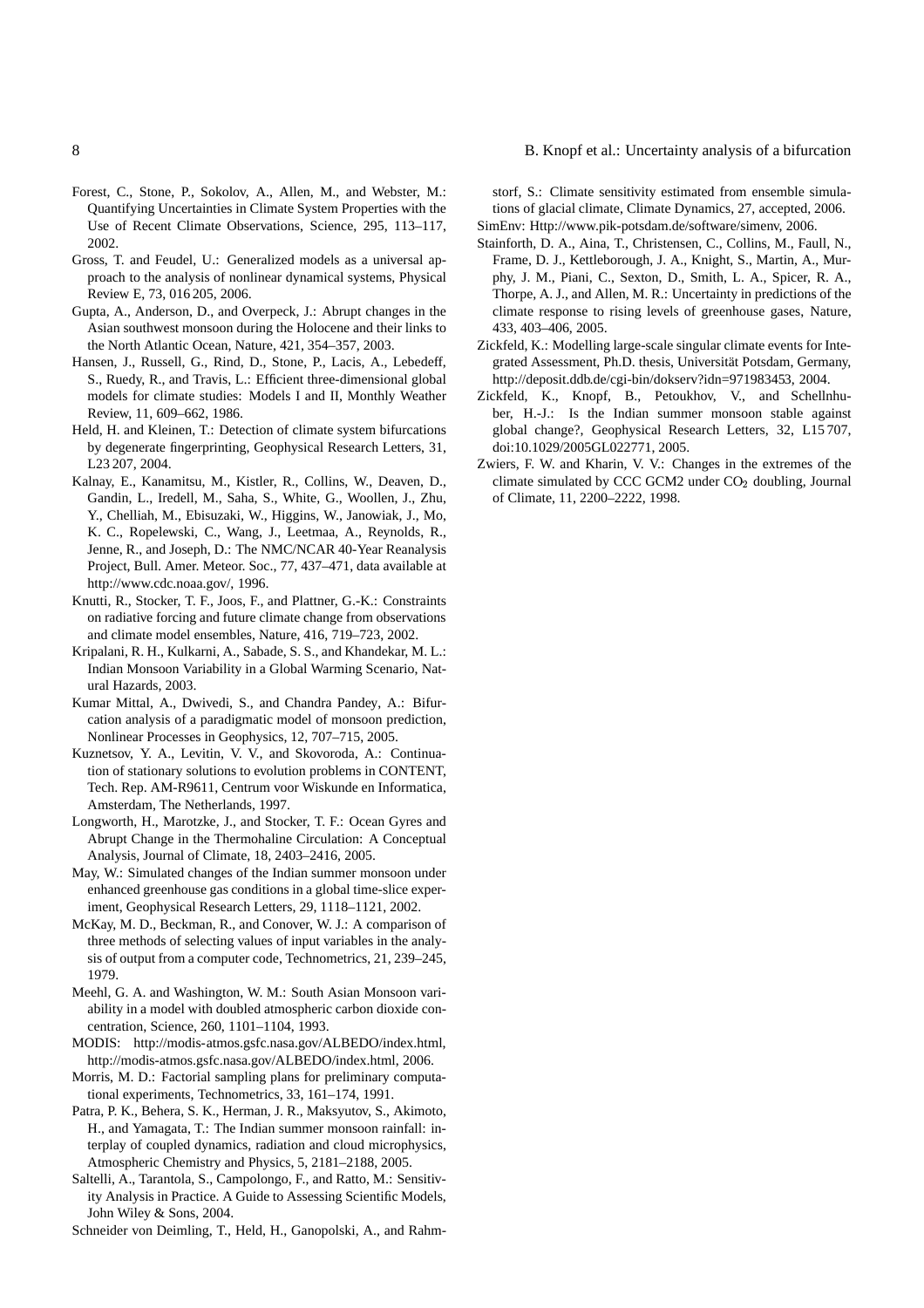Forest, C., Stone, P., Sokolov, A., Allen, M., and Webster, M.: Quantifying Uncertainties in Climate System Properties with the Use of Recent Climate Observations, Science, 295, 113–117, 2002.

Gross, T. and Feudel, U.: Generalized models as a universal approach to the analysis of nonlinear dynamical systems, Physical Review E, 73, 016 205, 2006.

Gupta, A., Anderson, D., and Overpeck, J.: Abrupt changes in the Asian southwest monsoon during the Holocene and their links to the North Atlantic Ocean, Nature, 421, 354–357, 2003.

Hansen, J., Russell, G., Rind, D., Stone, P., Lacis, A., Lebedeff, S., Ruedy, R., and Travis, L.: Efficient three-dimensional global models for climate studies: Models I and II, Monthly Weather Review, 11, 609–662, 1986.

Held, H. and Kleinen, T.: Detection of climate system bifurcations by degenerate fingerprinting, Geophysical Research Letters, 31, L23 207, 2004.

Kalnay, E., Kanamitsu, M., Kistler, R., Collins, W., Deaven, D., Gandin, L., Iredell, M., Saha, S., White, G., Woollen, J., Zhu, Y., Chelliah, M., Ebisuzaki, W., Higgins, W., Janowiak, J., Mo, K. C., Ropelewski, C., Wang, J., Leetmaa, A., Reynolds, R., Jenne, R., and Joseph, D.: The NMC/NCAR 40-Year Reanalysis Project, Bull. Amer. Meteor. Soc., 77, 437–471, data available at http://www.cdc.noaa.gov/, 1996.

Knutti, R., Stocker, T. F., Joos, F., and Plattner, G.-K.: Constraints on radiative forcing and future climate change from observations and climate model ensembles, Nature, 416, 719–723, 2002.

Kripalani, R. H., Kulkarni, A., Sabade, S. S., and Khandekar, M. L.: Indian Monsoon Variability in a Global Warming Scenario, Natural Hazards, 2003.

Kumar Mittal, A., Dwivedi, S., and Chandra Pandey, A.: Bifurcation analysis of a paradigmatic model of monsoon prediction, Nonlinear Processes in Geophysics, 12, 707–715, 2005.

Kuznetsov, Y. A., Levitin, V. V., and Skovoroda, A.: Continuation of stationary solutions to evolution problems in CONTENT, Tech. Rep. AM-R9611, Centrum voor Wiskunde en Informatica, Amsterdam, The Netherlands, 1997.

Longworth, H., Marotzke, J., and Stocker, T. F.: Ocean Gyres and Abrupt Change in the Thermohaline Circulation: A Conceptual Analysis, Journal of Climate, 18, 2403–2416, 2005.

May, W.: Simulated changes of the Indian summer monsoon under enhanced greenhouse gas conditions in a global time-slice experiment, Geophysical Research Letters, 29, 1118–1121, 2002.

McKay, M. D., Beckman, R., and Conover, W. J.: A comparison of three methods of selecting values of input variables in the analysis of output from a computer code, Technometrics, 21, 239–245, 1979.

Meehl, G. A. and Washington, W. M.: South Asian Monsoon variability in a model with doubled atmospheric carbon dioxide concentration, Science, 260, 1101–1104, 1993.

MODIS: http://modis-atmos.gsfc.nasa.gov/ALBEDO/index.html, http://modis-atmos.gsfc.nasa.gov/ALBEDO/index.html, 2006.

Morris, M. D.: Factorial sampling plans for preliminary computational experiments, Technometrics, 33, 161–174, 1991.

Patra, P. K., Behera, S. K., Herman, J. R., Maksyutov, S., Akimoto, H., and Yamagata, T.: The Indian summer monsoon rainfall: interplay of coupled dynamics, radiation and cloud microphysics, Atmospheric Chemistry and Physics, 5, 2181–2188, 2005.

Saltelli, A., Tarantola, S., Campolongo, F., and Ratto, M.: Sensitivity Analysis in Practice. A Guide to Assessing Scientific Models, John Wiley & Sons, 2004.

Schneider von Deimling, T., Held, H., Ganopolski, A., and Rahmstorf, S.: Climate sensitivity estimated from ensemble simulations of glacial climate, Climate Dynamics, 27, accepted, 2006.

SimEnv: Http://www.pik-potsdam.de/software/simenv, 2006.

Stainforth, D. A., Aina, T., Christensen, C., Collins, M., Faull, N., Frame, D. J., Kettleborough, J. A., Knight, S., Martin, A., Murphy, J. M., Piani, C., Sexton, D., Smith, L. A., Spicer, R. A., Thorpe, A. J., and Allen, M. R.: Uncertainty in predictions of the climate response to rising levels of greenhouse gases, Nature, 433, 403–406, 2005.

Zickfeld, K.: Modelling large-scale singular climate events for Integrated Assessment, Ph.D. thesis, Universität Potsdam, Germany, http://deposit.ddb.de/cgi-bin/dokserv?idn=971983453, 2004.

Zickfeld, K., Knopf, B., Petoukhov, V., and Schellnhuber, H.-J.: Is the Indian summer monsoon stable against global change?, Geophysical Research Letters, 32, L15 707, doi:10.1029/2005GL022771, 2005.

Zwiers, F. W. and Kharin, V. V.: Changes in the extremes of the climate simulated by CCC GCM2 under $CO_2$ doubling, Journal of Climate, 11, 2200–2222, 1998.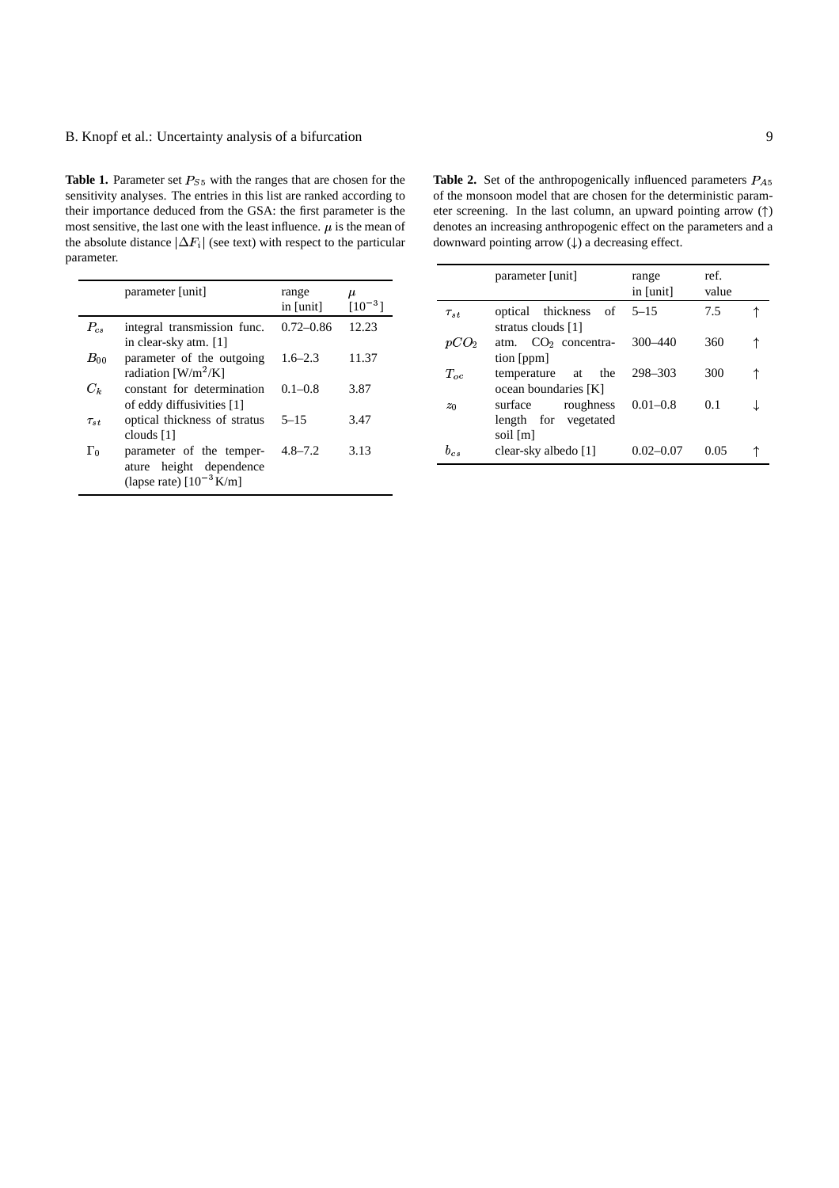**Table 1.** Parameter set $P_{S5}$ with the ranges that are chosen for the sensitivity analyses. The entries in this list are ranked according to their importance deduced from the GSA: the first parameter is the most sensitive, the last one with the least influence. $\mu$ is the mean of the absolute distance $|\Delta F_i|$ (see text) with respect to the particular parameter.

| | parameter [unit] | range in [unit] | $\mu$ $[10^{-3}]$ |
|---|---|---|---|
| $P_{cs}$ | integral transmission func. in clear-sky atm. [1] | 0.72–0.86 | 12.23 |
| $B_{00}$ | parameter of the outgoing radiation [W/m$^2$/K] | 1.6–2.3 | 11.37 |
| $C_k$ | constant for determination of eddy diffusivities [1] | 0.1–0.8 | 3.87 |
| $\tau_{st}$ | optical thickness of stratus clouds [1] | 5–15 | 3.47 |
| $\Gamma_0$ | parameter of the temperature height dependence (lapse rate) [$10^{-3}$ K/m] | 4.8–7.2 | 3.13 |

**Table 2.** Set of the anthropogenically influenced parameters $P_{A5}$ of the monsoon model that are chosen for the deterministic parameter screening. In the last column, an upward pointing arrow (↑) denotes an increasing anthropogenic effect on the parameters and a downward pointing arrow (↓) a decreasing effect.

| | parameter [unit] | range in [unit] | ref. value | |
|---|---|---|---|---|
| $\tau_{st}$ | optical thickness of stratus clouds [1] | 5–15 | 7.5 | ↑ |
| $pCO_2$ | atm. $CO_2$ concentration [ppm] | 300–440 | 360 | ↑ |
| $T_{oc}$ | temperature at the ocean boundaries [K] | 298–303 | 300 | ↑ |
| $z_0$ | surface roughness length for vegetated soil [m] | 0.01–0.8 | 0.1 | ↓ |
| $b_{cs}$ | clear-sky albedo [1] | 0.02–0.07 | 0.05 | ↑ |